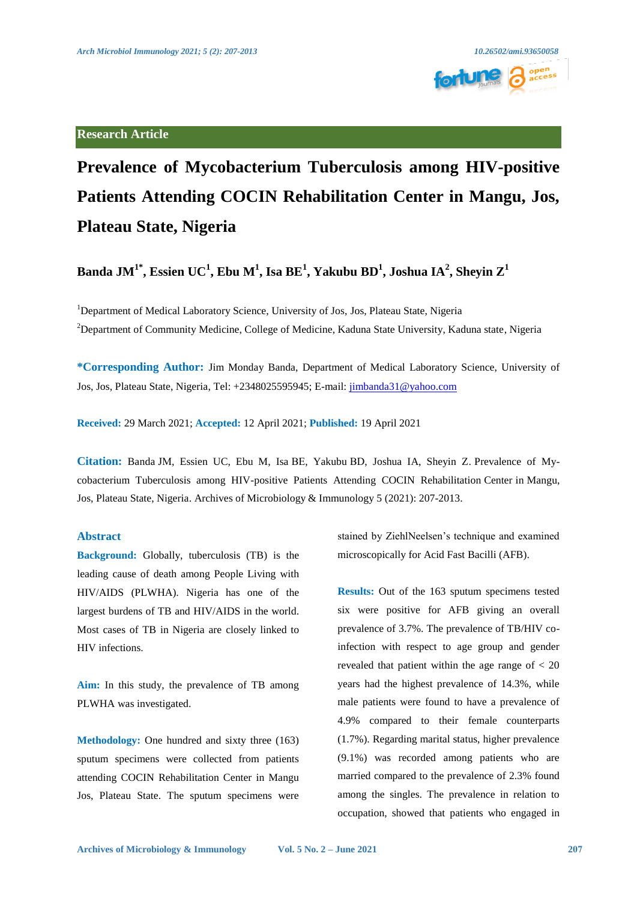Research Article

# Prevalence of Mycobacterium Tuberculosis among HIV-positive Patients Attending COCIN Rehabilitation Center in Mangu, Jos, Plateau State, Nigeria

**Banda JM[1*], Essien UC[1], Ebu M[1], Isa BE[1], Yakubu BD[1], Joshua IA[2], Sheyin Z[1]**

[1]Department of Medical Laboratory Science, University of Jos, Jos, Plateau State, Nigeria

[2]Department of Community Medicine, College of Medicine, Kaduna State University, Kaduna state, Nigeria

**\*Corresponding Author:** Jim Monday Banda, Department of Medical Laboratory Science, University of Jos, Jos, Plateau State, Nigeria, Tel: +2348025595945; E-mail: jimbanda31@yahoo.com

**Received:** 29 March 2021; **Accepted:** 12 April 2021; **Published:** 19 April 2021

**Citation:** Banda JM, Essien UC, Ebu M, Isa BE, Yakubu BD, Joshua IA, Sheyin Z. Prevalence of Mycobacterium Tuberculosis among HIV-positive Patients Attending COCIN Rehabilitation Center in Mangu, Jos, Plateau State, Nigeria. Archives of Microbiology & Immunology 5 (2021): 207-2013.

## Abstract

**Background:** Globally, tuberculosis (TB) is the leading cause of death among People Living with HIV/AIDS (PLWHA). Nigeria has one of the largest burdens of TB and HIV/AIDS in the world. Most cases of TB in Nigeria are closely linked to HIV infections.

**Aim:** In this study, the prevalence of TB among PLWHA was investigated.

**Methodology:** One hundred and sixty three (163) sputum specimens were collected from patients attending COCIN Rehabilitation Center in Mangu Jos, Plateau State. The sputum specimens were stained by ZiehlNeelsen's technique and examined microscopically for Acid Fast Bacilli (AFB).

**Results:** Out of the 163 sputum specimens tested six were positive for AFB giving an overall prevalence of 3.7%. The prevalence of TB/HIV co-infection with respect to age group and gender revealed that patient within the age range of < 20 years had the highest prevalence of 14.3%, while male patients were found to have a prevalence of 4.9% compared to their female counterparts (1.7%). Regarding marital status, higher prevalence (9.1%) was recorded among patients who are married compared to the prevalence of 2.3% found among the singles. The prevalence in relation to occupation, showed that patients who engaged in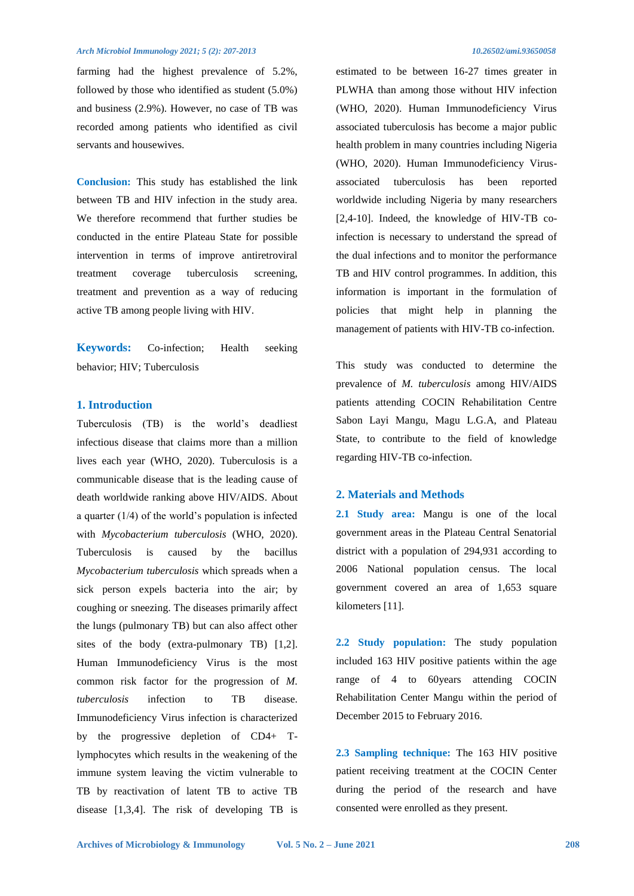farming had the highest prevalence of 5.2%, followed by those who identified as student (5.0%) and business (2.9%). However, no case of TB was recorded among patients who identified as civil servants and housewives.

**Conclusion:** This study has established the link between TB and HIV infection in the study area. We therefore recommend that further studies be conducted in the entire Plateau State for possible intervention in terms of improve antiretroviral treatment coverage tuberculosis screening, treatment and prevention as a way of reducing active TB among people living with HIV.

**Keywords:** Co-infection; Health seeking behavior; HIV; Tuberculosis

## 1. Introduction

Tuberculosis (TB) is the world's deadliest infectious disease that claims more than a million lives each year (WHO, 2020). Tuberculosis is a communicable disease that is the leading cause of death worldwide ranking above HIV/AIDS. About a quarter (1/4) of the world's population is infected with *Mycobacterium tuberculosis* (WHO, 2020). Tuberculosis is caused by the bacillus *Mycobacterium tuberculosis* which spreads when a sick person expels bacteria into the air; by coughing or sneezing. The diseases primarily affect the lungs (pulmonary TB) but can also affect other sites of the body (extra-pulmonary TB) [1,2]. Human Immunodeficiency Virus is the most common risk factor for the progression of *M. tuberculosis* infection to TB disease. Immunodeficiency Virus infection is characterized by the progressive depletion of CD4+ T-lymphocytes which results in the weakening of the immune system leaving the victim vulnerable to TB by reactivation of latent TB to active TB disease [1,3,4]. The risk of developing TB is estimated to be between 16-27 times greater in PLWHA than among those without HIV infection (WHO, 2020). Human Immunodeficiency Virus associated tuberculosis has become a major public health problem in many countries including Nigeria (WHO, 2020). Human Immunodeficiency Virus-associated tuberculosis has been reported worldwide including Nigeria by many researchers [2,4-10]. Indeed, the knowledge of HIV-TB co-infection is necessary to understand the spread of the dual infections and to monitor the performance TB and HIV control programmes. In addition, this information is important in the formulation of policies that might help in planning the management of patients with HIV-TB co-infection.

This study was conducted to determine the prevalence of *M. tuberculosis* among HIV/AIDS patients attending COCIN Rehabilitation Centre Sabon Layi Mangu, Magu L.G.A, and Plateau State, to contribute to the field of knowledge regarding HIV-TB co-infection.

## 2. Materials and Methods

**2.1 Study area:** Mangu is one of the local government areas in the Plateau Central Senatorial district with a population of 294,931 according to 2006 National population census. The local government covered an area of 1,653 square kilometers [11].

**2.2 Study population:** The study population included 163 HIV positive patients within the age range of 4 to 60years attending COCIN Rehabilitation Center Mangu within the period of December 2015 to February 2016.

**2.3 Sampling technique:** The 163 HIV positive patient receiving treatment at the COCIN Center during the period of the research and have consented were enrolled as they present.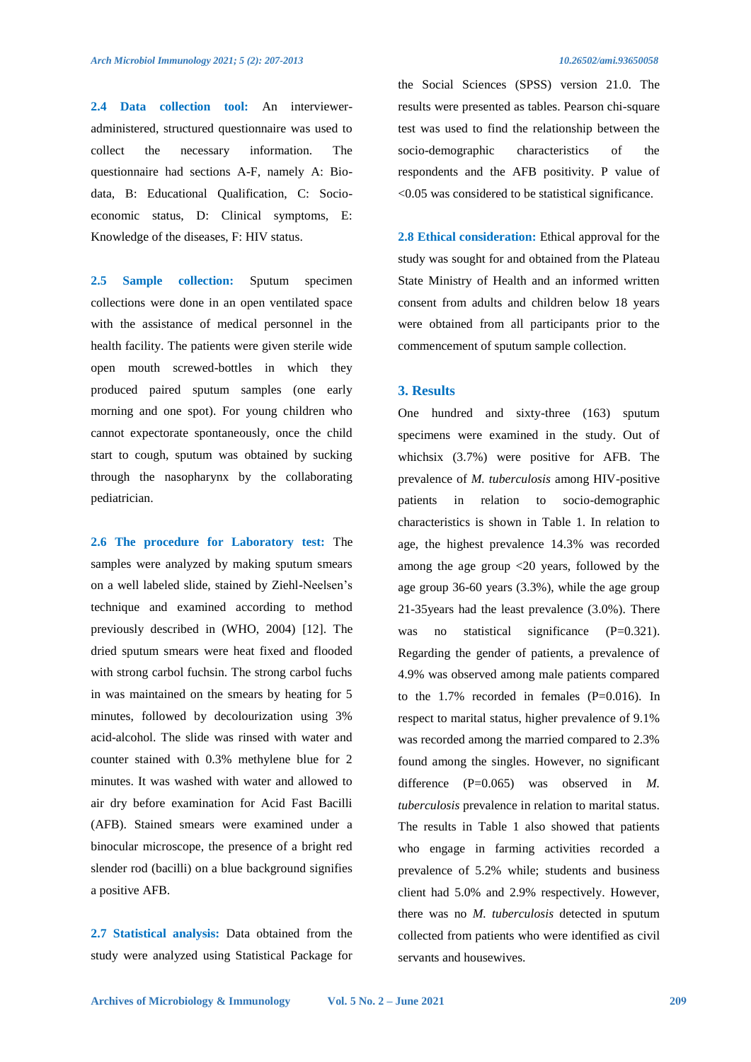**2.4 Data collection tool:** An interviewer-administered, structured questionnaire was used to collect the necessary information. The questionnaire had sections A-F, namely A: Bio-data, B: Educational Qualification, C: Socio-economic status, D: Clinical symptoms, E: Knowledge of the diseases, F: HIV status.

**2.5 Sample collection:** Sputum specimen collections were done in an open ventilated space with the assistance of medical personnel in the health facility. The patients were given sterile wide open mouth screwed-bottles in which they produced paired sputum samples (one early morning and one spot). For young children who cannot expectorate spontaneously, once the child start to cough, sputum was obtained by sucking through the nasopharynx by the collaborating pediatrician.

**2.6 The procedure for Laboratory test:** The samples were analyzed by making sputum smears on a well labeled slide, stained by Ziehl-Neelsen's technique and examined according to method previously described in (WHO, 2004) [12]. The dried sputum smears were heat fixed and flooded with strong carbol fuchsin. The strong carbol fuchs in was maintained on the smears by heating for 5 minutes, followed by decolourization using 3% acid-alcohol. The slide was rinsed with water and counter stained with 0.3% methylene blue for 2 minutes. It was washed with water and allowed to air dry before examination for Acid Fast Bacilli (AFB). Stained smears were examined under a binocular microscope, the presence of a bright red slender rod (bacilli) on a blue background signifies a positive AFB.

**2.7 Statistical analysis:** Data obtained from the study were analyzed using Statistical Package for the Social Sciences (SPSS) version 21.0. The results were presented as tables. Pearson chi-square test was used to find the relationship between the socio-demographic characteristics of the respondents and the AFB positivity. P value of <0.05 was considered to be statistical significance.

**2.8 Ethical consideration:** Ethical approval for the study was sought for and obtained from the Plateau State Ministry of Health and an informed written consent from adults and children below 18 years were obtained from all participants prior to the commencement of sputum sample collection.

## 3. Results

One hundred and sixty-three (163) sputum specimens were examined in the study. Out of whichsix (3.7%) were positive for AFB. The prevalence of *M. tuberculosis* among HIV-positive patients in relation to socio-demographic characteristics is shown in Table 1. In relation to age, the highest prevalence 14.3% was recorded among the age group <20 years, followed by the age group 36-60 years (3.3%), while the age group 21-35years had the least prevalence (3.0%). There was no statistical significance (P=0.321). Regarding the gender of patients, a prevalence of 4.9% was observed among male patients compared to the 1.7% recorded in females (P=0.016). In respect to marital status, higher prevalence of 9.1% was recorded among the married compared to 2.3% found among the singles. However, no significant difference (P=0.065) was observed in *M. tuberculosis* prevalence in relation to marital status. The results in Table 1 also showed that patients who engage in farming activities recorded a prevalence of 5.2% while; students and business client had 5.0% and 2.9% respectively. However, there was no *M. tuberculosis* detected in sputum collected from patients who were identified as civil servants and housewives.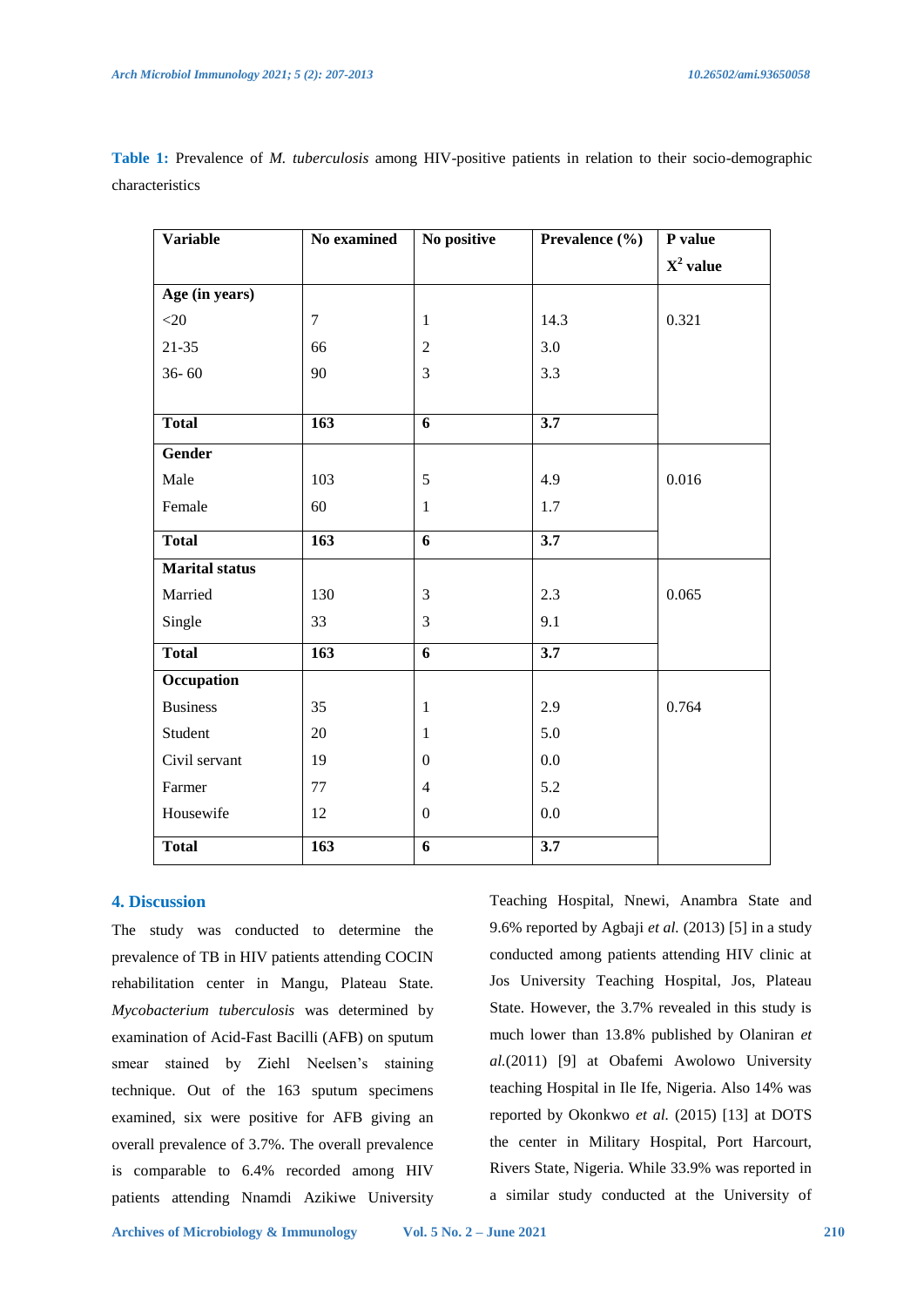**Table 1:** Prevalence of *M. tuberculosis* among HIV-positive patients in relation to their socio-demographic characteristics

| Variable | No examined | No positive | Prevalence (%) | P value $X^2$ value |
|---|---|---|---|---|
| **Age (in years)** | | | | |
| <20 | 7 | 1 | 14.3 | 0.321 |
| 21-35 | 66 | 2 | 3.0 | |
| 36- 60 | 90 | 3 | 3.3 | |
| **Total** | **163** | **6** | **3.7** | |
| **Gender** | | | | |
| Male | 103 | 5 | 4.9 | 0.016 |
| Female | 60 | 1 | 1.7 | |
| **Total** | **163** | **6** | **3.7** | |
| **Marital status** | | | | |
| Married | 130 | 3 | 2.3 | 0.065 |
| Single | 33 | 3 | 9.1 | |
| **Total** | **163** | **6** | **3.7** | |
| **Occupation** | | | | |
| Business | 35 | 1 | 2.9 | 0.764 |
| Student | 20 | 1 | 5.0 | |
| Civil servant | 19 | 0 | 0.0 | |
| Farmer | 77 | 4 | 5.2 | |
| Housewife | 12 | 0 | 0.0 | |
| **Total** | **163** | **6** | **3.7** | |

## 4. Discussion

The study was conducted to determine the prevalence of TB in HIV patients attending COCIN rehabilitation center in Mangu, Plateau State. *Mycobacterium tuberculosis* was determined by examination of Acid-Fast Bacilli (AFB) on sputum smear stained by Ziehl Neelsen's staining technique. Out of the 163 sputum specimens examined, six were positive for AFB giving an overall prevalence of 3.7%. The overall prevalence is comparable to 6.4% recorded among HIV patients attending Nnamdi Azikiwe University Teaching Hospital, Nnewi, Anambra State and 9.6% reported by Agbaji *et al.* (2013) [5] in a study conducted among patients attending HIV clinic at Jos University Teaching Hospital, Jos, Plateau State. However, the 3.7% revealed in this study is much lower than 13.8% published by Olaniran *et al.*(2011) [9] at Obafemi Awolowo University teaching Hospital in Ile Ife, Nigeria. Also 14% was reported by Okonkwo *et al.* (2015) [13] at DOTS the center in Military Hospital, Port Harcourt, Rivers State, Nigeria. While 33.9% was reported in a similar study conducted at the University of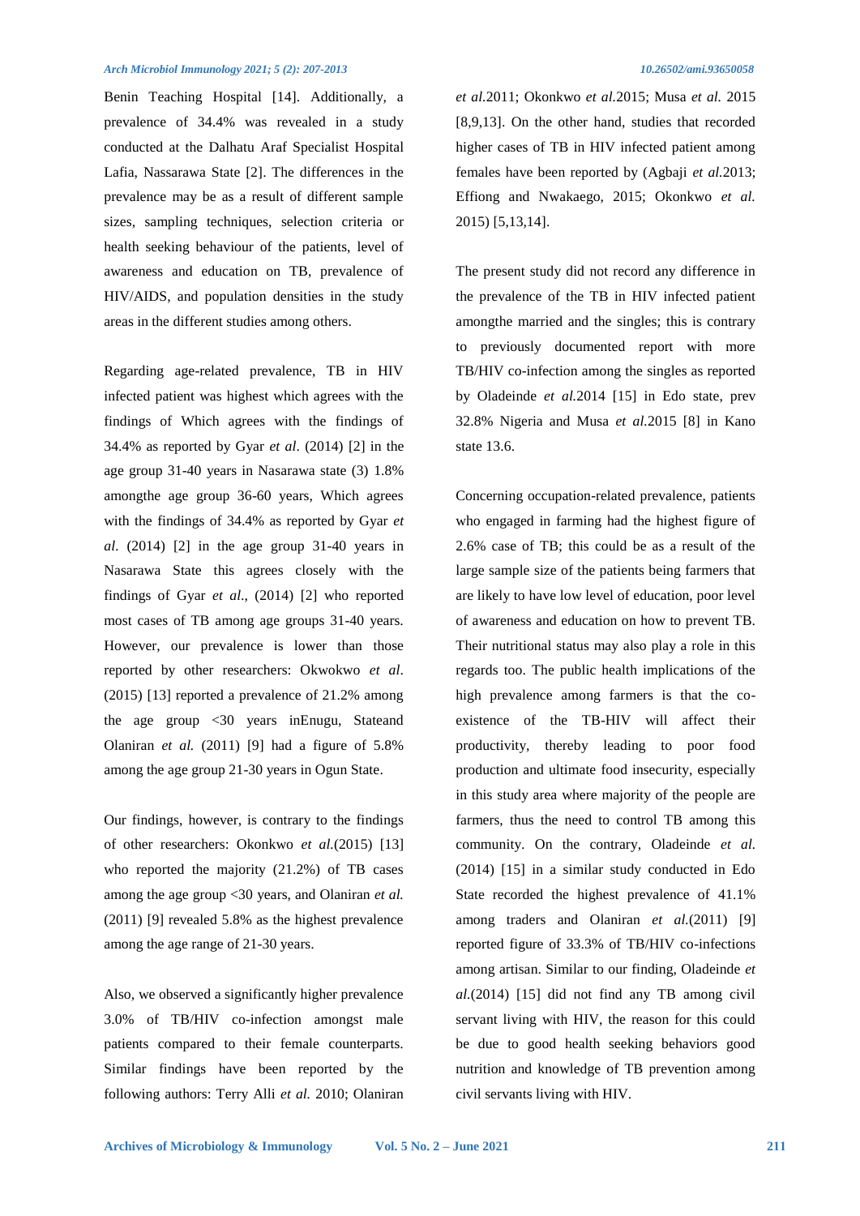Benin Teaching Hospital [14]. Additionally, a prevalence of 34.4% was revealed in a study conducted at the Dalhatu Araf Specialist Hospital Lafia, Nassarawa State [2]. The differences in the prevalence may be as a result of different sample sizes, sampling techniques, selection criteria or health seeking behaviour of the patients, level of awareness and education on TB, prevalence of HIV/AIDS, and population densities in the study areas in the different studies among others.

Regarding age-related prevalence, TB in HIV infected patient was highest which agrees with the findings of Which agrees with the findings of 34.4% as reported by Gyar *et al*. (2014) [2] in the age group 31-40 years in Nasarawa state (3) 1.8% amongthe age group 36-60 years, Which agrees with the findings of 34.4% as reported by Gyar *et al.* (2014) [2] in the age group 31-40 years in Nasarawa State this agrees closely with the findings of Gyar *et al*., (2014) [2] who reported most cases of TB among age groups 31-40 years. However, our prevalence is lower than those reported by other researchers: Okwokwo *et al*. (2015) [13] reported a prevalence of 21.2% among the age group <30 years inEnugu, Stateand Olaniran *et al.* (2011) [9] had a figure of 5.8% among the age group 21-30 years in Ogun State.

Our findings, however, is contrary to the findings of other researchers: Okonkwo *et al.*(2015) [13] who reported the majority (21.2%) of TB cases among the age group <30 years, and Olaniran *et al.* (2011) [9] revealed 5.8% as the highest prevalence among the age range of 21-30 years.

Also, we observed a significantly higher prevalence 3.0% of TB/HIV co-infection amongst male patients compared to their female counterparts. Similar findings have been reported by the following authors: Terry Alli *et al.* 2010; Olaniran *et al.*2011; Okonkwo *et al.*2015; Musa *et al.* 2015 [8,9,13]. On the other hand, studies that recorded higher cases of TB in HIV infected patient among females have been reported by (Agbaji *et al.*2013; Effiong and Nwakaego, 2015; Okonkwo *et al.* 2015) [5,13,14].

The present study did not record any difference in the prevalence of the TB in HIV infected patient amongthe married and the singles; this is contrary to previously documented report with more TB/HIV co-infection among the singles as reported by Oladeinde *et al.*2014 [15] in Edo state, prev 32.8% Nigeria and Musa *et al.*2015 [8] in Kano state 13.6.

Concerning occupation-related prevalence, patients who engaged in farming had the highest figure of 2.6% case of TB; this could be as a result of the large sample size of the patients being farmers that are likely to have low level of education, poor level of awareness and education on how to prevent TB. Their nutritional status may also play a role in this regards too. The public health implications of the high prevalence among farmers is that the co-existence of the TB-HIV will affect their productivity, thereby leading to poor food production and ultimate food insecurity, especially in this study area where majority of the people are farmers, thus the need to control TB among this community. On the contrary, Oladeinde *et al.* (2014) [15] in a similar study conducted in Edo State recorded the highest prevalence of 41.1% among traders and Olaniran *et al.*(2011) [9] reported figure of 33.3% of TB/HIV co-infections among artisan. Similar to our finding, Oladeinde *et al.*(2014) [15] did not find any TB among civil servant living with HIV, the reason for this could be due to good health seeking behaviors good nutrition and knowledge of TB prevention among civil servants living with HIV.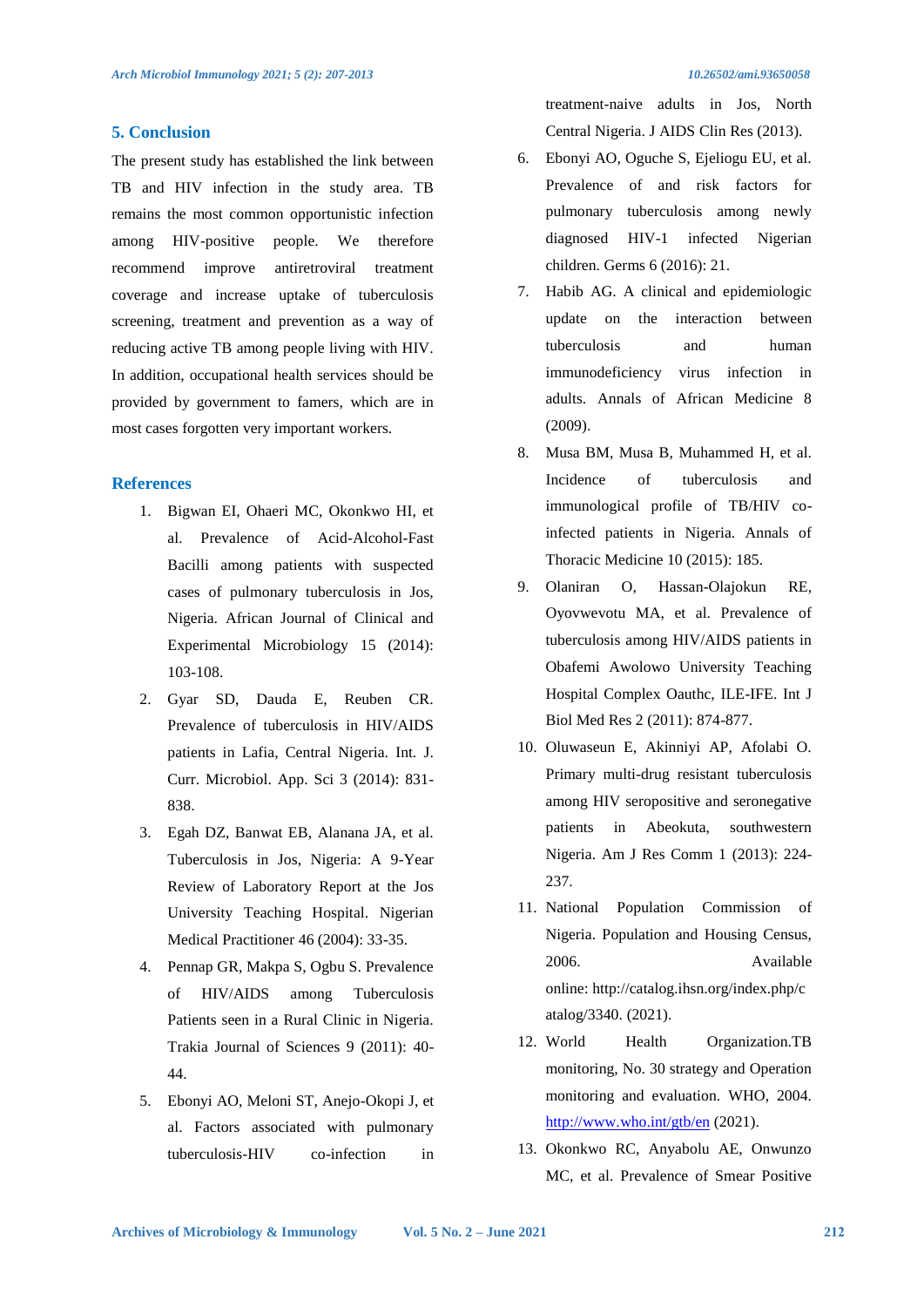## 5. Conclusion

The present study has established the link between TB and HIV infection in the study area. TB remains the most common opportunistic infection among HIV-positive people. We therefore recommend improve antiretroviral treatment coverage and increase uptake of tuberculosis screening, treatment and prevention as a way of reducing active TB among people living with HIV. In addition, occupational health services should be provided by government to famers, which are in most cases forgotten very important workers.

## References

1. Bigwan EI, Ohaeri MC, Okonkwo HI, et al. Prevalence of Acid-Alcohol-Fast Bacilli among patients with suspected cases of pulmonary tuberculosis in Jos, Nigeria. African Journal of Clinical and Experimental Microbiology 15 (2014): 103-108.
2. Gyar SD, Dauda E, Reuben CR. Prevalence of tuberculosis in HIV/AIDS patients in Lafia, Central Nigeria. Int. J. Curr. Microbiol. App. Sci 3 (2014): 831-838.
3. Egah DZ, Banwat EB, Alanana JA, et al. Tuberculosis in Jos, Nigeria: A 9-Year Review of Laboratory Report at the Jos University Teaching Hospital. Nigerian Medical Practitioner 46 (2004): 33-35.
4. Pennap GR, Makpa S, Ogbu S. Prevalence of HIV/AIDS among Tuberculosis Patients seen in a Rural Clinic in Nigeria. Trakia Journal of Sciences 9 (2011): 40-44.
5. Ebonyi AO, Meloni ST, Anejo-Okopi J, et al. Factors associated with pulmonary tuberculosis-HIV co-infection in treatment-naive adults in Jos, North Central Nigeria. J AIDS Clin Res (2013).
6. Ebonyi AO, Oguche S, Ejeliogu EU, et al. Prevalence of and risk factors for pulmonary tuberculosis among newly diagnosed HIV-1 infected Nigerian children. Germs 6 (2016): 21.
7. Habib AG. A clinical and epidemiologic update on the interaction between tuberculosis and human immunodeficiency virus infection in adults. Annals of African Medicine 8 (2009).
8. Musa BM, Musa B, Muhammed H, et al. Incidence of tuberculosis and immunological profile of TB/HIV co-infected patients in Nigeria. Annals of Thoracic Medicine 10 (2015): 185.
9. Olaniran O, Hassan-Olajokun RE, Oyovwevotu MA, et al. Prevalence of tuberculosis among HIV/AIDS patients in Obafemi Awolowo University Teaching Hospital Complex Oauthc, ILE-IFE. Int J Biol Med Res 2 (2011): 874-877.
10. Oluwaseun E, Akinniyi AP, Afolabi O. Primary multi-drug resistant tuberculosis among HIV seropositive and seronegative patients in Abeokuta, southwestern Nigeria. Am J Res Comm 1 (2013): 224-237.
11. National Population Commission of Nigeria. Population and Housing Census, 2006. Available online: http://catalog.ihsn.org/index.php/catalog/3340. (2021).
12. World Health Organization.TB monitoring, No. 30 strategy and Operation monitoring and evaluation. WHO, 2004. http://www.who.int/gtb/en (2021).
13. Okonkwo RC, Anyabolu AE, Onwunzo MC, et al. Prevalence of Smear Positive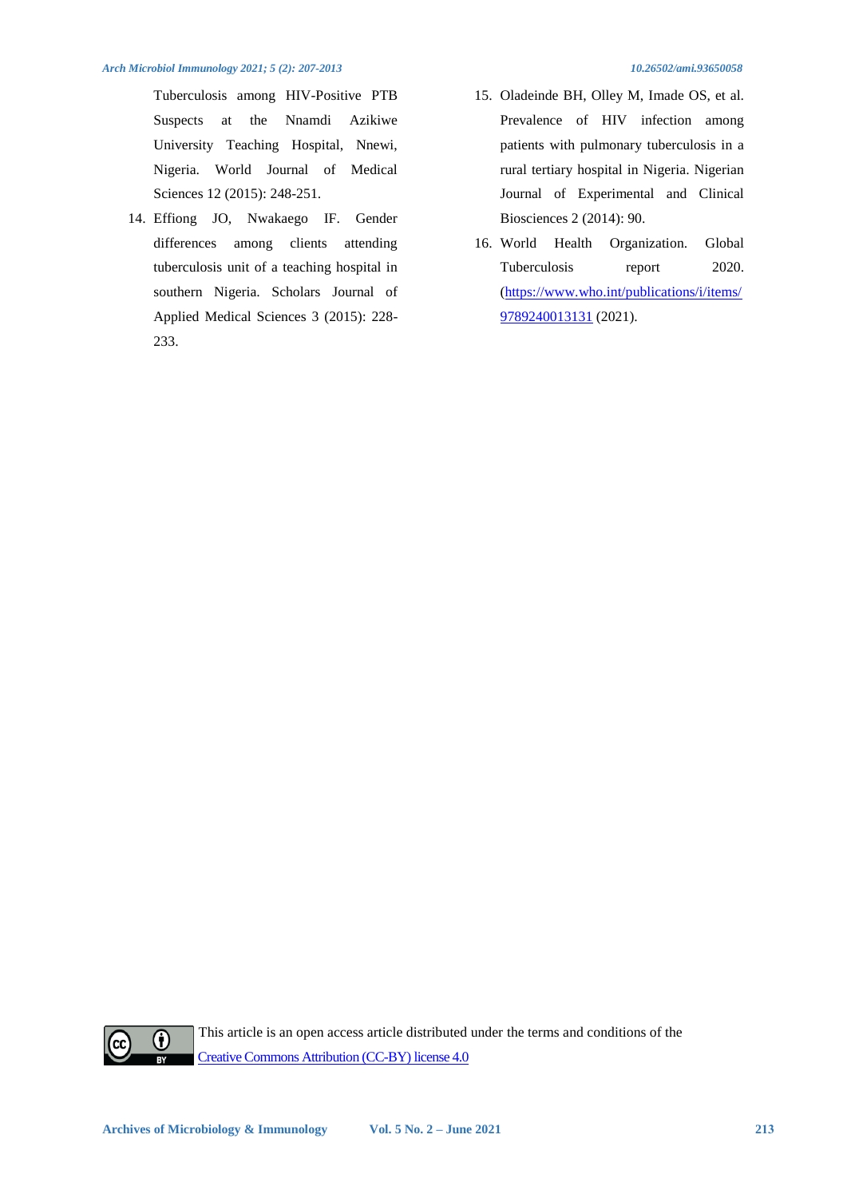Tuberculosis among HIV-Positive PTB Suspects at the Nnamdi Azikiwe University Teaching Hospital, Nnewi, Nigeria. World Journal of Medical Sciences 12 (2015): 248-251.

14. Effiong JO, Nwakaego IF. Gender differences among clients attending tuberculosis unit of a teaching hospital in southern Nigeria. Scholars Journal of Applied Medical Sciences 3 (2015): 228-233.
15. Oladeinde BH, Olley M, Imade OS, et al. Prevalence of HIV infection among patients with pulmonary tuberculosis in a rural tertiary hospital in Nigeria. Nigerian Journal of Experimental and Clinical Biosciences 2 (2014): 90.
16. World Health Organization. Global Tuberculosis report 2020. (https://www.who.int/publications/i/items/9789240013131) (2021).

This article is an open access article distributed under the terms and conditions of the Creative Commons Attribution (CC-BY) license 4.0